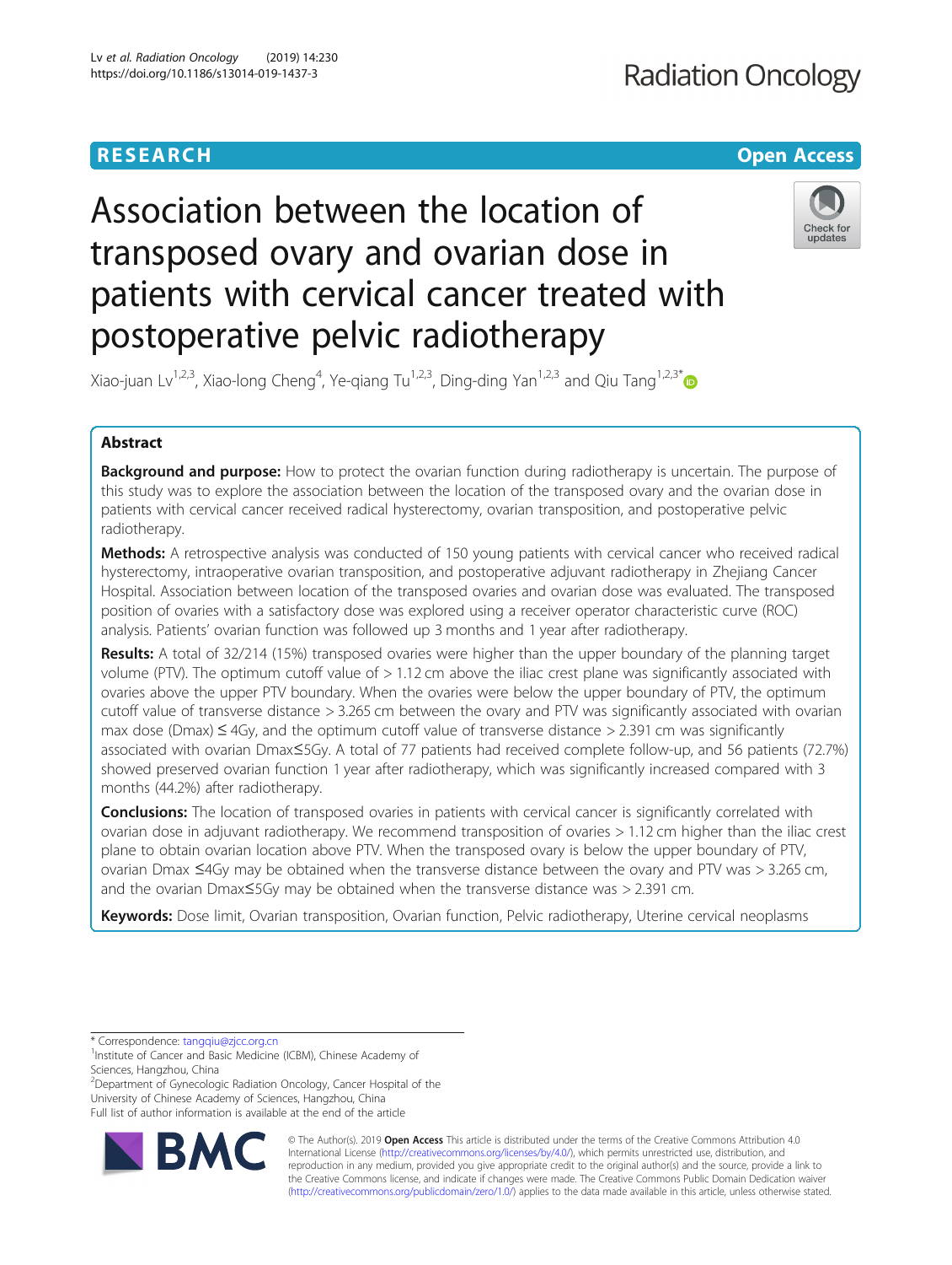RESEARCH

Open Access

# Association between the location of transposed ovary and ovarian dose in patients with cervical cancer treated with postoperative pelvic radiotherapy

Xiao-juan Lv[1,2,3], Xiao-long Cheng[4], Ye-qiang Tu[1,2,3], Ding-ding Yan[1,2,3] and Qiu Tang[1,2,3*]

## Abstract

**Background and purpose:** How to protect the ovarian function during radiotherapy is uncertain. The purpose of this study was to explore the association between the location of the transposed ovary and the ovarian dose in patients with cervical cancer received radical hysterectomy, ovarian transposition, and postoperative pelvic radiotherapy.

**Methods:** A retrospective analysis was conducted of 150 young patients with cervical cancer who received radical hysterectomy, intraoperative ovarian transposition, and postoperative adjuvant radiotherapy in Zhejiang Cancer Hospital. Association between location of the transposed ovaries and ovarian dose was evaluated. The transposed position of ovaries with a satisfactory dose was explored using a receiver operator characteristic curve (ROC) analysis. Patients' ovarian function was followed up 3 months and 1 year after radiotherapy.

**Results:** A total of 32/214 (15%) transposed ovaries were higher than the upper boundary of the planning target volume (PTV). The optimum cutoff value of > 1.12 cm above the iliac crest plane was significantly associated with ovaries above the upper PTV boundary. When the ovaries were below the upper boundary of PTV, the optimum cutoff value of transverse distance > 3.265 cm between the ovary and PTV was significantly associated with ovarian max dose (Dmax) ≤ 4Gy, and the optimum cutoff value of transverse distance > 2.391 cm was significantly associated with ovarian Dmax≤5Gy. A total of 77 patients had received complete follow-up, and 56 patients (72.7%) showed preserved ovarian function 1 year after radiotherapy, which was significantly increased compared with 3 months (44.2%) after radiotherapy.

**Conclusions:** The location of transposed ovaries in patients with cervical cancer is significantly correlated with ovarian dose in adjuvant radiotherapy. We recommend transposition of ovaries > 1.12 cm higher than the iliac crest plane to obtain ovarian location above PTV. When the transposed ovary is below the upper boundary of PTV, ovarian Dmax ≤4Gy may be obtained when the transverse distance between the ovary and PTV was > 3.265 cm, and the ovarian Dmax≤5Gy may be obtained when the transverse distance was > 2.391 cm.

**Keywords:** Dose limit, Ovarian transposition, Ovarian function, Pelvic radiotherapy, Uterine cervical neoplasms

---

* Correspondence: tangqiu@zjcc.org.cn
[1]Institute of Cancer and Basic Medicine (ICBM), Chinese Academy of Sciences, Hangzhou, China
[2]Department of Gynecologic Radiation Oncology, Cancer Hospital of the University of Chinese Academy of Sciences, Hangzhou, China
Full list of author information is available at the end of the article

© The Author(s). 2019 **Open Access** This article is distributed under the terms of the Creative Commons Attribution 4.0 International License (http://creativecommons.org/licenses/by/4.0/), which permits unrestricted use, distribution, and reproduction in any medium, provided you give appropriate credit to the original author(s) and the source, provide a link to the Creative Commons license, and indicate if changes were made. The Creative Commons Public Domain Dedication waiver (http://creativecommons.org/publicdomain/zero/1.0/) applies to the data made available in this article, unless otherwise stated.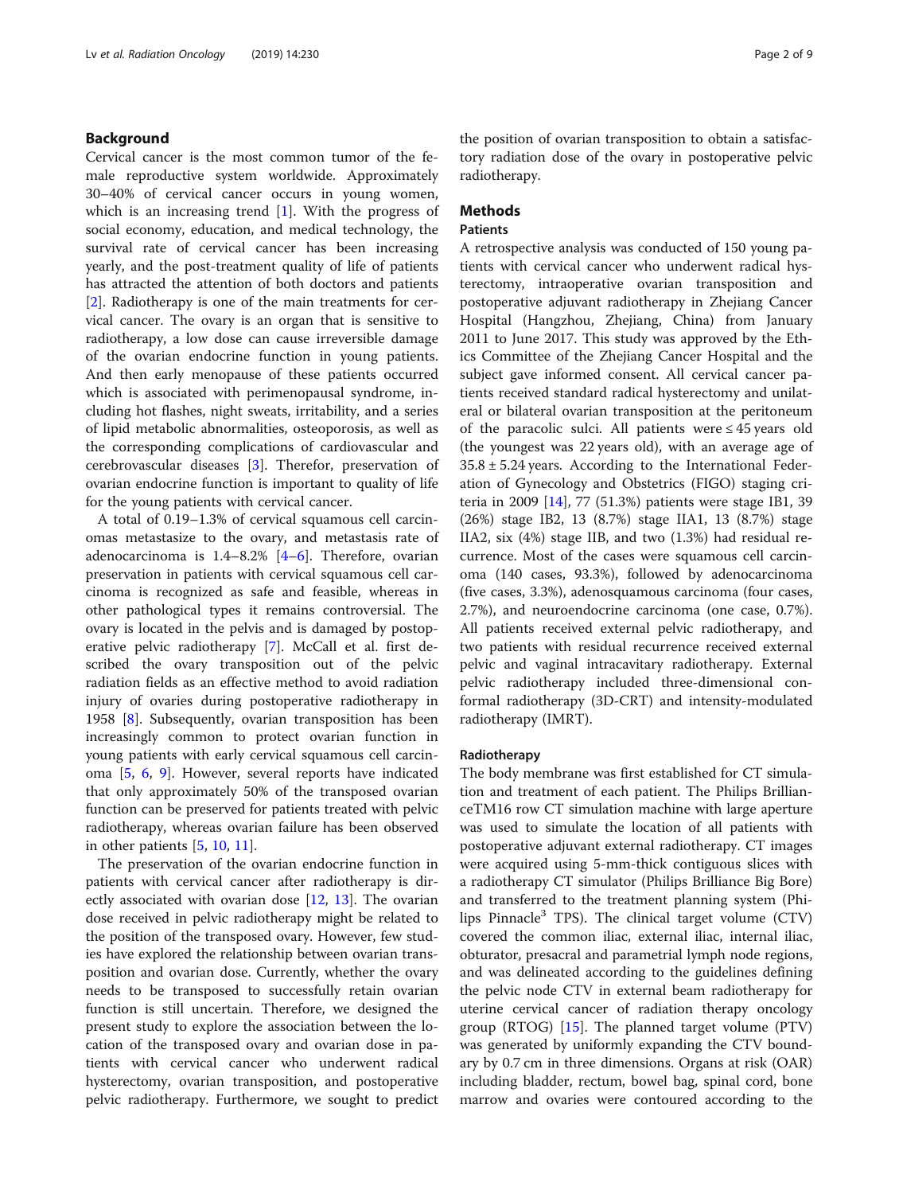## Background

Cervical cancer is the most common tumor of the female reproductive system worldwide. Approximately 30–40% of cervical cancer occurs in young women, which is an increasing trend [1]. With the progress of social economy, education, and medical technology, the survival rate of cervical cancer has been increasing yearly, and the post-treatment quality of life of patients has attracted the attention of both doctors and patients [2]. Radiotherapy is one of the main treatments for cervical cancer. The ovary is an organ that is sensitive to radiotherapy, a low dose can cause irreversible damage of the ovarian endocrine function in young patients. And then early menopause of these patients occurred which is associated with perimenopausal syndrome, including hot flashes, night sweats, irritability, and a series of lipid metabolic abnormalities, osteoporosis, as well as the corresponding complications of cardiovascular and cerebrovascular diseases [3]. Therefor, preservation of ovarian endocrine function is important to quality of life for the young patients with cervical cancer.

A total of 0.19–1.3% of cervical squamous cell carcinomas metastasize to the ovary, and metastasis rate of adenocarcinoma is 1.4–8.2% [4–6]. Therefore, ovarian preservation in patients with cervical squamous cell carcinoma is recognized as safe and feasible, whereas in other pathological types it remains controversial. The ovary is located in the pelvis and is damaged by postoperative pelvic radiotherapy [7]. McCall et al. first described the ovary transposition out of the pelvic radiation fields as an effective method to avoid radiation injury of ovaries during postoperative radiotherapy in 1958 [8]. Subsequently, ovarian transposition has been increasingly common to protect ovarian function in young patients with early cervical squamous cell carcinoma [5, 6, 9]. However, several reports have indicated that only approximately 50% of the transposed ovarian function can be preserved for patients treated with pelvic radiotherapy, whereas ovarian failure has been observed in other patients [5, 10, 11].

The preservation of the ovarian endocrine function in patients with cervical cancer after radiotherapy is directly associated with ovarian dose [12, 13]. The ovarian dose received in pelvic radiotherapy might be related to the position of the transposed ovary. However, few studies have explored the relationship between ovarian transposition and ovarian dose. Currently, whether the ovary needs to be transposed to successfully retain ovarian function is still uncertain. Therefore, we designed the present study to explore the association between the location of the transposed ovary and ovarian dose in patients with cervical cancer who underwent radical hysterectomy, ovarian transposition, and postoperative pelvic radiotherapy. Furthermore, we sought to predict the position of ovarian transposition to obtain a satisfactory radiation dose of the ovary in postoperative pelvic radiotherapy.

## Methods

### Patients

A retrospective analysis was conducted of 150 young patients with cervical cancer who underwent radical hysterectomy, intraoperative ovarian transposition and postoperative adjuvant radiotherapy in Zhejiang Cancer Hospital (Hangzhou, Zhejiang, China) from January 2011 to June 2017. This study was approved by the Ethics Committee of the Zhejiang Cancer Hospital and the subject gave informed consent. All cervical cancer patients received standard radical hysterectomy and unilateral or bilateral ovarian transposition at the peritoneum of the paracolic sulci. All patients were ≤ 45 years old (the youngest was 22 years old), with an average age of 35.8 ± 5.24 years. According to the International Federation of Gynecology and Obstetrics (FIGO) staging criteria in 2009 [14], 77 (51.3%) patients were stage IB1, 39 (26%) stage IB2, 13 (8.7%) stage IIA1, 13 (8.7%) stage IIA2, six (4%) stage IIB, and two (1.3%) had residual recurrence. Most of the cases were squamous cell carcinoma (140 cases, 93.3%), followed by adenocarcinoma (five cases, 3.3%), adenosquamous carcinoma (four cases, 2.7%), and neuroendocrine carcinoma (one case, 0.7%). All patients received external pelvic radiotherapy, and two patients with residual recurrence received external pelvic and vaginal intracavitary radiotherapy. External pelvic radiotherapy included three-dimensional conformal radiotherapy (3D-CRT) and intensity-modulated radiotherapy (IMRT).

### Radiotherapy

The body membrane was first established for CT simulation and treatment of each patient. The Philips BrillianceTM16 row CT simulation machine with large aperture was used to simulate the location of all patients with postoperative adjuvant external radiotherapy. CT images were acquired using 5-mm-thick contiguous slices with a radiotherapy CT simulator (Philips Brilliance Big Bore) and transferred to the treatment planning system (Philips Pinnacle$^3$ TPS). The clinical target volume (CTV) covered the common iliac, external iliac, internal iliac, obturator, presacral and parametrial lymph node regions, and was delineated according to the guidelines defining the pelvic node CTV in external beam radiotherapy for uterine cervical cancer of radiation therapy oncology group (RTOG) [15]. The planned target volume (PTV) was generated by uniformly expanding the CTV boundary by 0.7 cm in three dimensions. Organs at risk (OAR) including bladder, rectum, bowel bag, spinal cord, bone marrow and ovaries were contoured according to the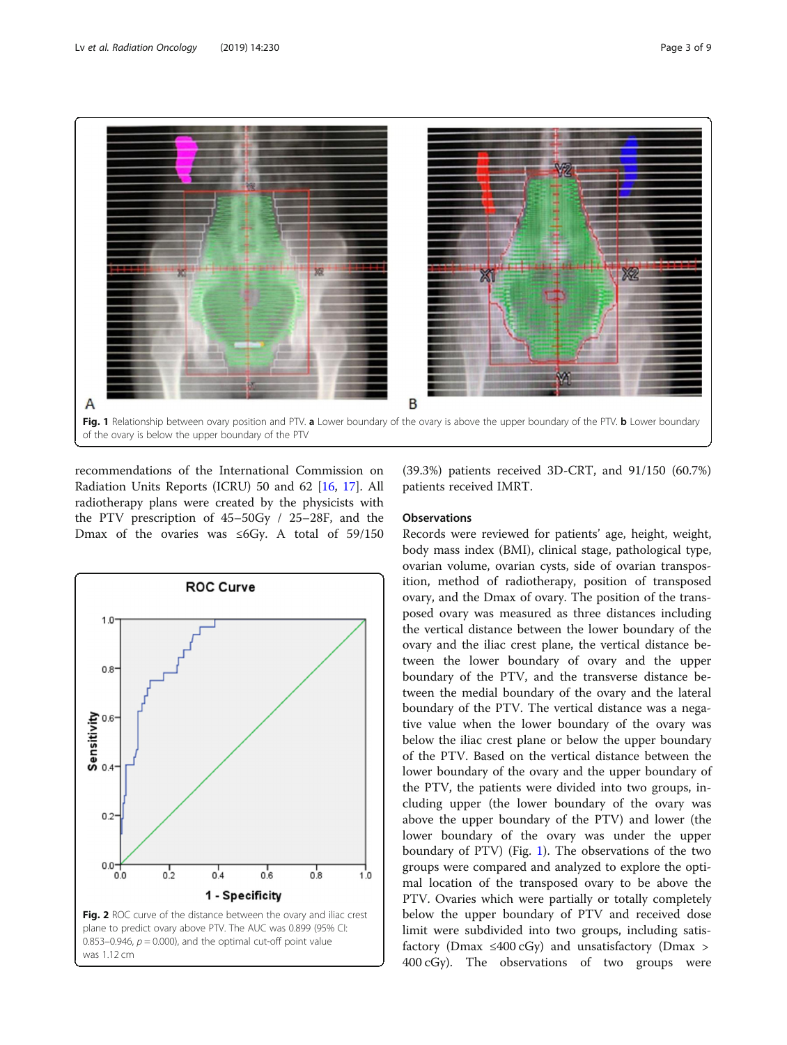Fig. 1 Relationship between ovary position and PTV. **a** Lower boundary of the ovary is above the upper boundary of the PTV. **b** Lower boundary of the ovary is below the upper boundary of the PTV

recommendations of the International Commission on Radiation Units Reports (ICRU) 50 and 62 [16, 17]. All radiotherapy plans were created by the physicists with the PTV prescription of 45–50Gy / 25–28F, and the Dmax of the ovaries was ≤6Gy. A total of 59/150 (39.3%) patients received 3D-CRT, and 91/150 (60.7%) patients received IMRT.

**Fig. 2** ROC curve of the distance between the ovary and iliac crest plane to predict ovary above PTV. The AUC was 0.899 (95% CI: 0.853–0.946, $p = 0.000$), and the optimal cut-off point value was 1.12 cm

### Observations

Records were reviewed for patients' age, height, weight, body mass index (BMI), clinical stage, pathological type, ovarian volume, ovarian cysts, side of ovarian transposition, method of radiotherapy, position of transposed ovary, and the Dmax of ovary. The position of the transposed ovary was measured as three distances including the vertical distance between the lower boundary of the ovary and the iliac crest plane, the vertical distance between the lower boundary of ovary and the upper boundary of the PTV, and the transverse distance between the medial boundary of the ovary and the lateral boundary of the PTV. The vertical distance was a negative value when the lower boundary of the ovary was below the iliac crest plane or below the upper boundary of the PTV. Based on the vertical distance between the lower boundary of the ovary and the upper boundary of the PTV, the patients were divided into two groups, including upper (the lower boundary of the ovary was above the upper boundary of the PTV) and lower (the lower boundary of the ovary was under the upper boundary of PTV) (Fig. 1). The observations of the two groups were compared and analyzed to explore the optimal location of the transposed ovary to be above the PTV. Ovaries which were partially or totally completely below the upper boundary of PTV and received dose limit were subdivided into two groups, including satisfactory (Dmax ≤400 cGy) and unsatisfactory (Dmax > 400 cGy). The observations of two groups were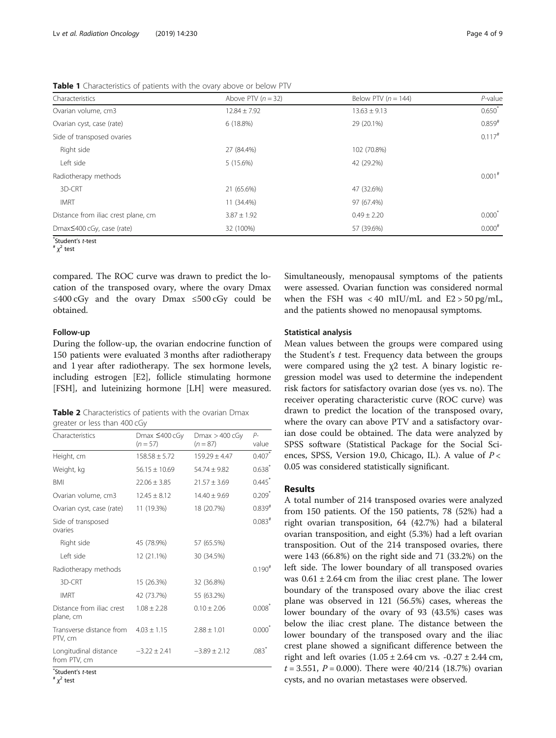**Table 1** Characteristics of patients with the ovary above or below PTV

| Characteristics | Above PTV ($n = 32$) | Below PTV ($n = 144$) | P-value |
|---|---|---|---|
| Ovarian volume, cm3 | 12.84 ± 7.92 | 13.63 ± 9.13 | 0.650* |
| Ovarian cyst, case (rate) | 6 (18.8%) | 29 (20.1%) | 0.859# |
| Side of transposed ovaries | | | 0.117# |
| Right side | 27 (84.4%) | 102 (70.8%) | |
| Left side | 5 (15.6%) | 42 (29.2%) | |
| Radiotherapy methods | | | 0.001# |
| 3D-CRT | 21 (65.6%) | 47 (32.6%) | |
| IMRT | 11 (34.4%) | 97 (67.4%) | |
| Distance from iliac crest plane, cm | 3.87 ± 1.92 | 0.49 ± 2.20 | 0.000* |
| Dmax≤400 cGy, case (rate) | 32 (100%) | 57 (39.6%) | 0.000# |

*Student's *t*-test
# $\chi^2$ test

compared. The ROC curve was drawn to predict the location of the transposed ovary, where the ovary Dmax ≤400 cGy and the ovary Dmax ≤500 cGy could be obtained.

#### Follow-up

During the follow-up, the ovarian endocrine function of 150 patients were evaluated 3 months after radiotherapy and 1 year after radiotherapy. The sex hormone levels, including estrogen [E2], follicle stimulating hormone [FSH], and luteinizing hormone [LH] were measured.

**Table 2** Characteristics of patients with the ovarian Dmax greater or less than 400 cGy

| Characteristics | Dmax ≤400 cGy ($n = 57$) | Dmax > 400 cGy ($n = 87$) | P-value |
|---|---|---|---|
| Height, cm | 158.58 ± 5.72 | 159.29 ± 4.47 | 0.407* |
| Weight, kg | 56.15 ± 10.69 | 54.74 ± 9.82 | 0.638* |
| BMI | 22.06 ± 3.85 | 21.57 ± 3.69 | 0.445* |
| Ovarian volume, cm3 | 12.45 ± 8.12 | 14.40 ± 9.69 | 0.209* |
| Ovarian cyst, case (rate) | 11 (19.3%) | 18 (20.7%) | 0.839# |
| Side of transposed ovaries | | | 0.083# |
| Right side | 45 (78.9%) | 57 (65.5%) | |
| Left side | 12 (21.1%) | 30 (34.5%) | |
| Radiotherapy methods | | | 0.190# |
| 3D-CRT | 15 (26.3%) | 32 (36.8%) | |
| IMRT | 42 (73.7%) | 55 (63.2%) | |
| Distance from iliac crest plane, cm | 1.08 ± 2.28 | 0.10 ± 2.06 | 0.008* |
| Transverse distance from PTV, cm | 4.03 ± 1.15 | 2.88 ± 1.01 | 0.000* |
| Longitudinal distance from PTV, cm | −3.22 ± 2.41 | −3.89 ± 2.12 | .083* |

*Student's *t*-test
# $\chi^2$ test

Simultaneously, menopausal symptoms of the patients were assessed. Ovarian function was considered normal when the FSH was < 40 mIU/mL and E2 > 50 pg/mL, and the patients showed no menopausal symptoms.

#### Statistical analysis

Mean values between the groups were compared using the Student's *t* test. Frequency data between the groups were compared using the $\chi 2$ test. A binary logistic regression model was used to determine the independent risk factors for satisfactory ovarian dose (yes vs. no). The receiver operating characteristic curve (ROC curve) was drawn to predict the location of the transposed ovary, where the ovary can above PTV and a satisfactory ovarian dose could be obtained. The data were analyzed by SPSS software (Statistical Package for the Social Sciences, SPSS, Version 19.0, Chicago, IL). A value of $P < 0.05$ was considered statistically significant.

## Results

A total number of 214 transposed ovaries were analyzed from 150 patients. Of the 150 patients, 78 (52%) had a right ovarian transposition, 64 (42.7%) had a bilateral ovarian transposition, and eight (5.3%) had a left ovarian transposition. Out of the 214 transposed ovaries, there were 143 (66.8%) on the right side and 71 (33.2%) on the left side. The lower boundary of all transposed ovaries was 0.61 ± 2.64 cm from the iliac crest plane. The lower boundary of the transposed ovary above the iliac crest plane was observed in 121 (56.5%) cases, whereas the lower boundary of the ovary of 93 (43.5%) cases was below the iliac crest plane. The distance between the lower boundary of the transposed ovary and the iliac crest plane showed a significant difference between the right and left ovaries (1.05 ± 2.64 cm vs. -0.27 ± 2.44 cm, $t = 3.551$, $P = 0.000$). There were 40/214 (18.7%) ovarian cysts, and no ovarian metastases were observed.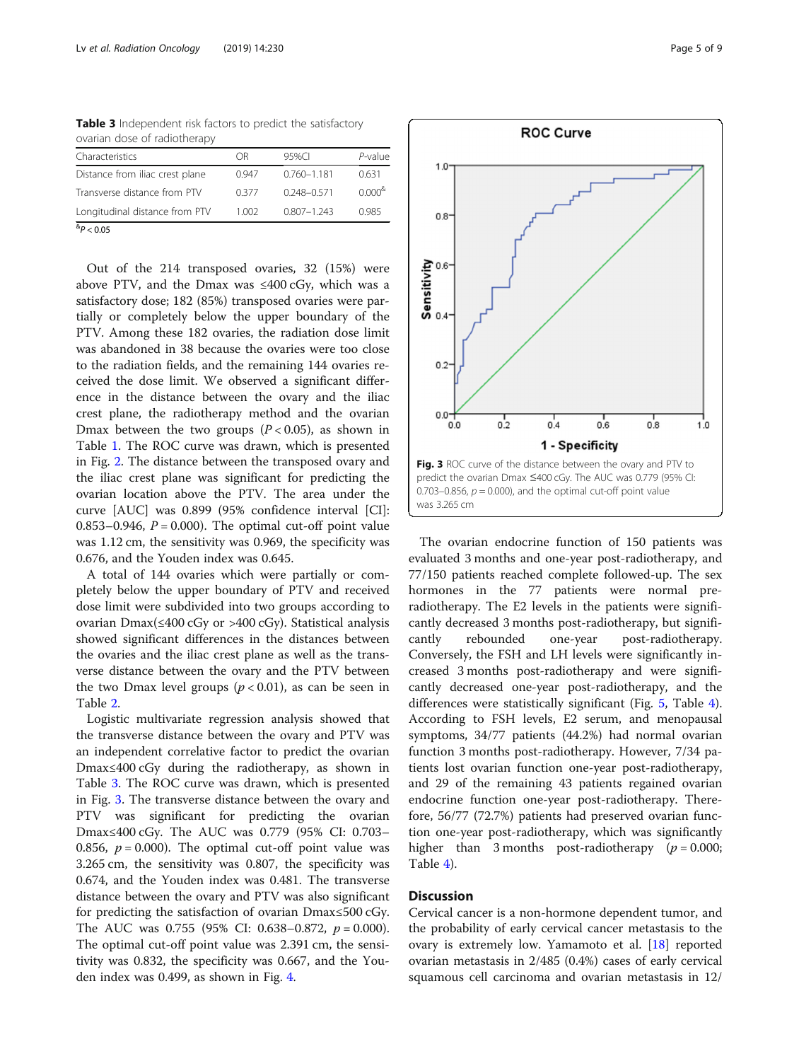**Table 3** Independent risk factors to predict the satisfactory ovarian dose of radiotherapy

| Characteristics | OR | 95%CI | *P*-value |
|---|---|---|---|
| Distance from iliac crest plane | 0.947 | 0.760–1.181 | 0.631 |
| Transverse distance from PTV | 0.377 | 0.248–0.571 | 0.000[&] |
| Longitudinal distance from PTV | 1.002 | 0.807–1.243 | 0.985 |

[&]$P < 0.05$

Out of the 214 transposed ovaries, 32 (15%) were above PTV, and the Dmax was ≤400 cGy, which was a satisfactory dose; 182 (85%) transposed ovaries were partially or completely below the upper boundary of the PTV. Among these 182 ovaries, the radiation dose limit was abandoned in 38 because the ovaries were too close to the radiation fields, and the remaining 144 ovaries received the dose limit. We observed a significant difference in the distance between the ovary and the iliac crest plane, the radiotherapy method and the ovarian Dmax between the two groups ($P < 0.05$), as shown in Table 1. The ROC curve was drawn, which is presented in Fig. 2. The distance between the transposed ovary and the iliac crest plane was significant for predicting the ovarian location above the PTV. The area under the curve [AUC] was 0.899 (95% confidence interval [CI]: 0.853–0.946, $P = 0.000$). The optimal cut-off point value was 1.12 cm, the sensitivity was 0.969, the specificity was 0.676, and the Youden index was 0.645.

A total of 144 ovaries which were partially or completely below the upper boundary of PTV and received dose limit were subdivided into two groups according to ovarian Dmax(≤400 cGy or >400 cGy). Statistical analysis showed significant differences in the distances between the ovaries and the iliac crest plane as well as the transverse distance between the ovary and the PTV between the two Dmax level groups ($p < 0.01$), as can be seen in Table 2.

Logistic multivariate regression analysis showed that the transverse distance between the ovary and PTV was an independent correlative factor to predict the ovarian Dmax≤400 cGy during the radiotherapy, as shown in Table 3. The ROC curve was drawn, which is presented in Fig. 3. The transverse distance between the ovary and PTV was significant for predicting the ovarian Dmax≤400 cGy. The AUC was 0.779 (95% CI: 0.703–0.856, $p = 0.000$). The optimal cut-off point value was 3.265 cm, the sensitivity was 0.807, the specificity was 0.674, and the Youden index was 0.481. The transverse distance between the ovary and PTV was also significant for predicting the satisfaction of ovarian Dmax≤500 cGy. The AUC was 0.755 (95% CI: 0.638–0.872, $p = 0.000$). The optimal cut-off point value was 2.391 cm, the sensitivity was 0.832, the specificity was 0.667, and the Youden index was 0.499, as shown in Fig. 4.

**Fig. 3** ROC curve of the distance between the ovary and PTV to predict the ovarian Dmax ≤400 cGy. The AUC was 0.779 (95% CI: 0.703–0.856, p = 0.000), and the optimal cut-off point value was 3.265 cm

The ovarian endocrine function of 150 patients was evaluated 3 months and one-year post-radiotherapy, and 77/150 patients reached complete followed-up. The sex hormones in the 77 patients were normal pre-radiotherapy. The E2 levels in the patients were significantly decreased 3 months post-radiotherapy, but significantly rebounded one-year post-radiotherapy. Conversely, the FSH and LH levels were significantly increased 3 months post-radiotherapy and were significantly decreased one-year post-radiotherapy, and the differences were statistically significant (Fig. 5, Table 4). According to FSH levels, E2 serum, and menopausal symptoms, 34/77 patients (44.2%) had normal ovarian function 3 months post-radiotherapy. However, 7/34 patients lost ovarian function one-year post-radiotherapy, and 29 of the remaining 43 patients regained ovarian endocrine function one-year post-radiotherapy. Therefore, 56/77 (72.7%) patients had preserved ovarian function one-year post-radiotherapy, which was significantly higher than 3 months post-radiotherapy ($p = 0.000$; Table 4).

## Discussion

Cervical cancer is a non-hormone dependent tumor, and the probability of early cervical cancer metastasis to the ovary is extremely low. Yamamoto et al. [18] reported ovarian metastasis in 2/485 (0.4%) cases of early cervical squamous cell carcinoma and ovarian metastasis in 12/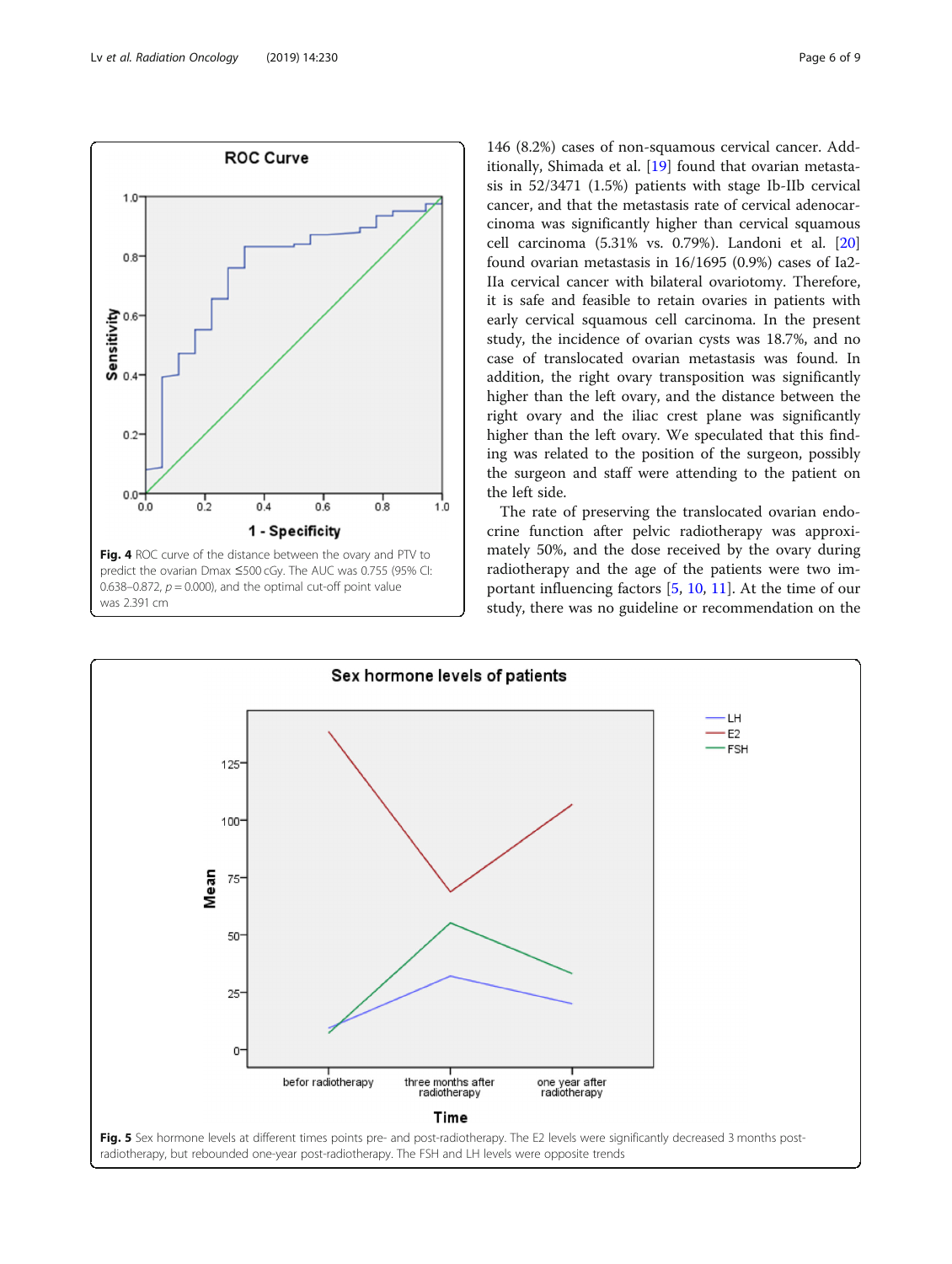Fig. 4 ROC curve of the distance between the ovary and PTV to predict the ovarian Dmax ≤500 cGy. The AUC was 0.755 (95% CI: 0.638–0.872, $p = 0.000$), and the optimal cut-off point value was 2.391 cm

146 (8.2%) cases of non-squamous cervical cancer. Additionally, Shimada et al. [19] found that ovarian metastasis in 52/3471 (1.5%) patients with stage Ib-IIb cervical cancer, and that the metastasis rate of cervical adenocarcinoma was significantly higher than cervical squamous cell carcinoma (5.31% vs. 0.79%). Landoni et al. [20] found ovarian metastasis in 16/1695 (0.9%) cases of Ia2-IIa cervical cancer with bilateral ovariotomy. Therefore, it is safe and feasible to retain ovaries in patients with early cervical squamous cell carcinoma. In the present study, the incidence of ovarian cysts was 18.7%, and no case of translocated ovarian metastasis was found. In addition, the right ovary transposition was significantly higher than the left ovary, and the distance between the right ovary and the iliac crest plane was significantly higher than the left ovary. We speculated that this finding was related to the position of the surgeon, possibly the surgeon and staff were attending to the patient on the left side.

The rate of preserving the translocated ovarian endocrine function after pelvic radiotherapy was approximately 50%, and the dose received by the ovary during radiotherapy and the age of the patients were two important influencing factors [5, 10, 11]. At the time of our study, there was no guideline or recommendation on the

Fig. 5 Sex hormone levels at different times points pre- and post-radiotherapy. The E2 levels were significantly decreased 3 months post-radiotherapy, but rebounded one-year post-radiotherapy. The FSH and LH levels were opposite trends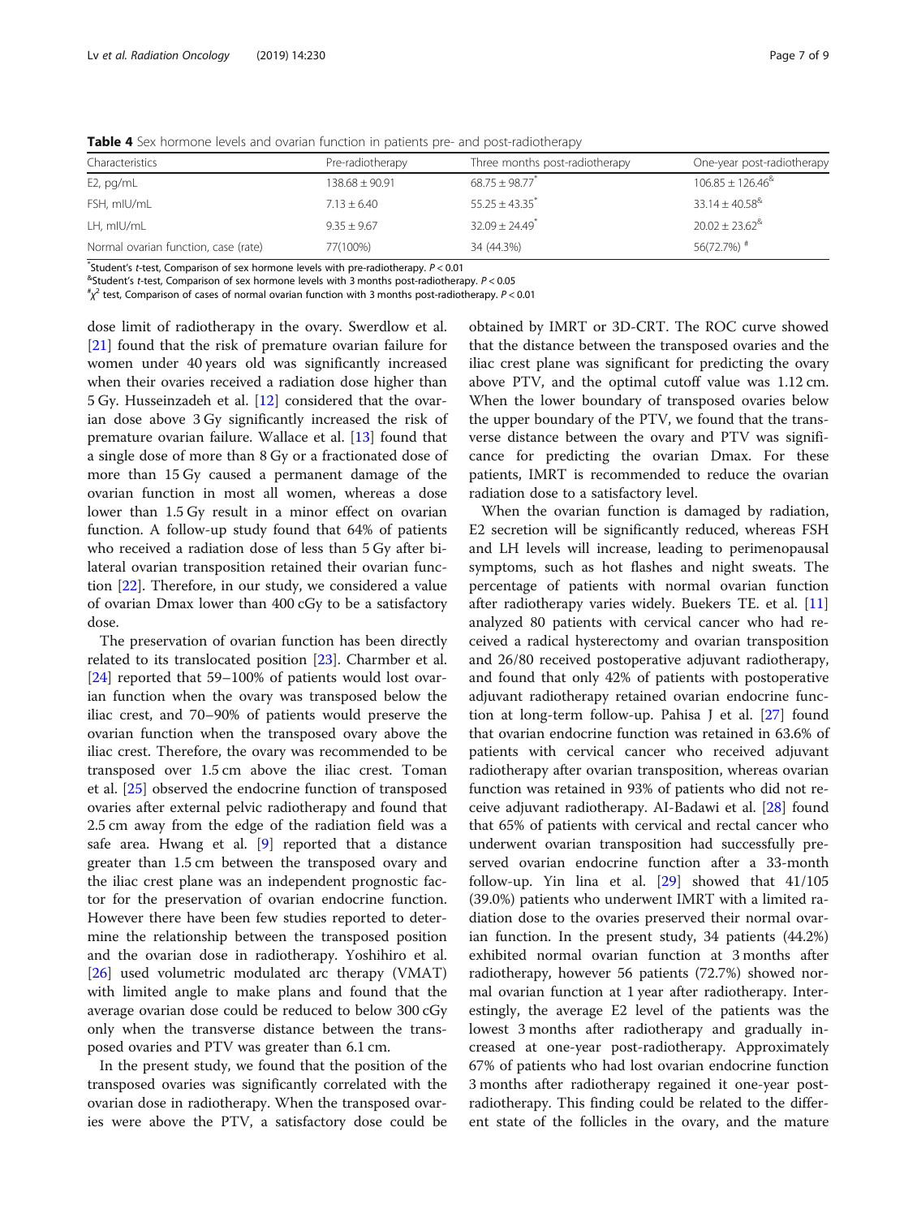**Table 4** Sex hormone levels and ovarian function in patients pre- and post-radiotherapy

| Characteristics | Pre-radiotherapy | Three months post-radiotherapy | One-year post-radiotherapy |
| --- | --- | --- | --- |
| E2, pg/mL | 138.68 ± 90.91 | 68.75 ± 98.77[*] | 106.85 ± 126.46[&] |
| FSH, mIU/mL | 7.13 ± 6.40 | 55.25 ± 43.35[*] | 33.14 ± 40.58[&] |
| LH, mIU/mL | 9.35 ± 9.67 | 32.09 ± 24.49[*] | 20.02 ± 23.62[&] |
| Normal ovarian function, case (rate) | 77(100%) | 34 (44.3%) | 56(72.7%) [#] |

[*]Student's *t*-test, Comparison of sex hormone levels with pre-radiotherapy. $P < 0.01$

[&]Student's *t*-test, Comparison of sex hormone levels with 3 months post-radiotherapy. $P < 0.05$

[#]$\chi^2$ test, Comparison of cases of normal ovarian function with 3 months post-radiotherapy. $P < 0.01$

dose limit of radiotherapy in the ovary. Swerdlow et al. [21] found that the risk of premature ovarian failure for women under 40 years old was significantly increased when their ovaries received a radiation dose higher than 5 Gy. Husseinzadeh et al. [12] considered that the ovarian dose above 3 Gy significantly increased the risk of premature ovarian failure. Wallace et al. [13] found that a single dose of more than 8 Gy or a fractionated dose of more than 15 Gy caused a permanent damage of the ovarian function in most all women, whereas a dose lower than 1.5 Gy result in a minor effect on ovarian function. A follow-up study found that 64% of patients who received a radiation dose of less than 5 Gy after bilateral ovarian transposition retained their ovarian function [22]. Therefore, in our study, we considered a value of ovarian Dmax lower than 400 cGy to be a satisfactory dose.

The preservation of ovarian function has been directly related to its translocated position [23]. Charmber et al. [24] reported that 59–100% of patients would lost ovarian function when the ovary was transposed below the iliac crest, and 70–90% of patients would preserve the ovarian function when the transposed ovary above the iliac crest. Therefore, the ovary was recommended to be transposed over 1.5 cm above the iliac crest. Toman et al. [25] observed the endocrine function of transposed ovaries after external pelvic radiotherapy and found that 2.5 cm away from the edge of the radiation field was a safe area. Hwang et al. [9] reported that a distance greater than 1.5 cm between the transposed ovary and the iliac crest plane was an independent prognostic factor for the preservation of ovarian endocrine function. However there have been few studies reported to determine the relationship between the transposed position and the ovarian dose in radiotherapy. Yoshihiro et al. [26] used volumetric modulated arc therapy (VMAT) with limited angle to make plans and found that the average ovarian dose could be reduced to below 300 cGy only when the transverse distance between the transposed ovaries and PTV was greater than 6.1 cm.

In the present study, we found that the position of the transposed ovaries was significantly correlated with the ovarian dose in radiotherapy. When the transposed ovaries were above the PTV, a satisfactory dose could be obtained by IMRT or 3D-CRT. The ROC curve showed that the distance between the transposed ovaries and the iliac crest plane was significant for predicting the ovary above PTV, and the optimal cutoff value was 1.12 cm. When the lower boundary of transposed ovaries below the upper boundary of the PTV, we found that the transverse distance between the ovary and PTV was significance for predicting the ovarian Dmax. For these patients, IMRT is recommended to reduce the ovarian radiation dose to a satisfactory level.

When the ovarian function is damaged by radiation, E2 secretion will be significantly reduced, whereas FSH and LH levels will increase, leading to perimenopausal symptoms, such as hot flashes and night sweats. The percentage of patients with normal ovarian function after radiotherapy varies widely. Buekers TE. et al. [11] analyzed 80 patients with cervical cancer who had received a radical hysterectomy and ovarian transposition and 26/80 received postoperative adjuvant radiotherapy, and found that only 42% of patients with postoperative adjuvant radiotherapy retained ovarian endocrine function at long-term follow-up. Pahisa J et al. [27] found that ovarian endocrine function was retained in 63.6% of patients with cervical cancer who received adjuvant radiotherapy after ovarian transposition, whereas ovarian function was retained in 93% of patients who did not receive adjuvant radiotherapy. AI-Badawi et al. [28] found that 65% of patients with cervical and rectal cancer who underwent ovarian transposition had successfully preserved ovarian endocrine function after a 33-month follow-up. Yin lina et al. [29] showed that 41/105 (39.0%) patients who underwent IMRT with a limited radiation dose to the ovaries preserved their normal ovarian function. In the present study, 34 patients (44.2%) exhibited normal ovarian function at 3 months after radiotherapy, however 56 patients (72.7%) showed normal ovarian function at 1 year after radiotherapy. Interestingly, the average E2 level of the patients was the lowest 3 months after radiotherapy and gradually increased at one-year post-radiotherapy. Approximately 67% of patients who had lost ovarian endocrine function 3 months after radiotherapy regained it one-year post-radiotherapy. This finding could be related to the different state of the follicles in the ovary, and the mature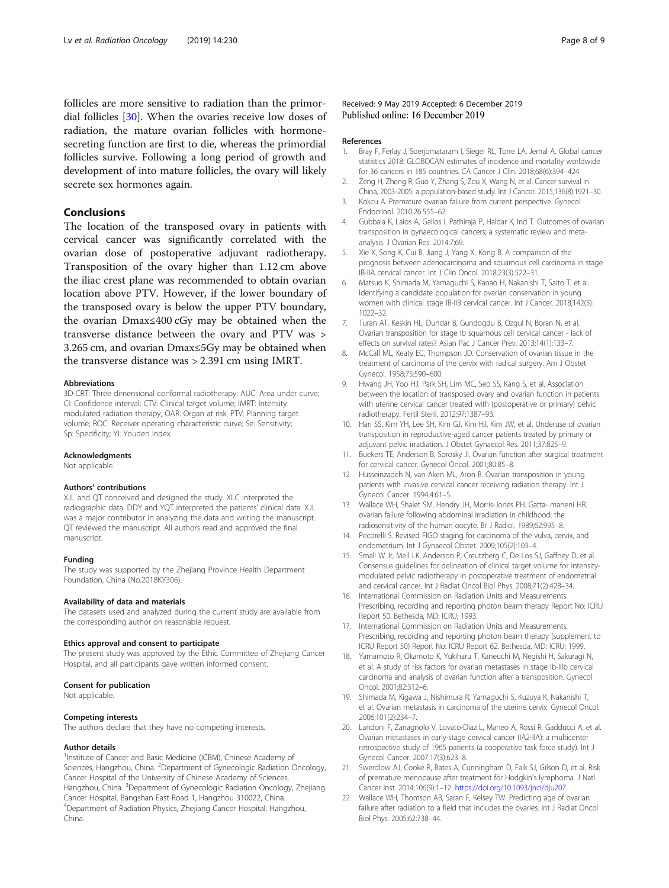follicles are more sensitive to radiation than the primordial follicles [30]. When the ovaries receive low doses of radiation, the mature ovarian follicles with hormone-secreting function are first to die, whereas the primordial follicles survive. Following a long period of growth and development of into mature follicles, the ovary will likely secrete sex hormones again.

## Conclusions

The location of the transposed ovary in patients with cervical cancer was significantly correlated with the ovarian dose of postoperative adjuvant radiotherapy. Transposition of the ovary higher than 1.12 cm above the iliac crest plane was recommended to obtain ovarian location above PTV. However, if the lower boundary of the transposed ovary is below the upper PTV boundary, the ovarian Dmax≤400 cGy may be obtained when the transverse distance between the ovary and PTV was > 3.265 cm, and ovarian Dmax≤5Gy may be obtained when the transverse distance was > 2.391 cm using IMRT.

#### Abbreviations

3D-CRT: Three dimensional conformal radiotherapy; AUC: Area under curve; CI: Confidence interval; CTV: Clinical target volume; IMRT: Intensity modulated radiation therapy; OAR: Organ at risk; PTV: Planning target volume; ROC: Receiver operating characteristic curve; Se: Sensitivity; Sp: Specificity; YI: Youden index

#### Acknowledgments

Not applicable.

#### Authors' contributions

XJL and QT conceived and designed the study. XLC interpreted the radiographic data. DDY and YQT interpreted the patients' clinical data. XJL was a major contributor in analyzing the data and writing the manuscript. QT reviewed the manuscript. All authors read and approved the final manuscript.

#### Funding

The study was supported by the Zhejiang Province Health Department Foundation, China (No.2018KY306).

#### Availability of data and materials

The datasets used and analyzed during the current study are available from the corresponding author on reasonable request.

#### Ethics approval and consent to participate

The present study was approved by the Ethic Committee of Zhejiang Cancer Hospital, and all participants gave written informed consent.

#### Consent for publication

Not applicable.

#### Competing interests

The authors declare that they have no competing interests.

#### Author details

[1]Institute of Cancer and Basic Medicine (ICBM), Chinese Academy of Sciences, Hangzhou, China. [2]Department of Gynecologic Radiation Oncology, Cancer Hospital of the University of Chinese Academy of Sciences, Hangzhou, China. [3]Department of Gynecologic Radiation Oncology, Zhejiang Cancer Hospital, Bangshan East Road 1, Hangzhou 310022, China. [4]Department of Radiation Physics, Zhejiang Cancer Hospital, Hangzhou, China.

Received: 9 May 2019 Accepted: 6 December 2019
Published online: 16 December 2019

#### References

1. Bray F, Ferlay J, Soerjomataram I, Siegel RL, Torre LA, Jemal A. Global cancer statistics 2018: GLOBOCAN estimates of incidence and mortality worldwide for 36 cancers in 185 countries. CA Cancer J Clin. 2018;68(6):394–424.
2. Zeng H, Zheng R, Guo Y, Zhang S, Zou X, Wang N, et al. Cancer survival in China, 2003-2005: a population-based study. Int J Cancer. 2015;136(8):1921–30.
3. Kokcu A. Premature ovarian failure from current perspective. Gynecol Endocrinol. 2010;26:555–62.
4. Gubbala K, Laios A, Gallos I, Pathiraja P, Haldar K, Ind T. Outcomes of ovarian transposition in gynaecological cancers; a systematic review and meta-analysis. J Ovarian Res. 2014;7:69.
5. Xie X, Song K, Cui B, Jiang J, Yang X, Kong B. A comparison of the prognosis between adenocarcinoma and squamous cell carcinoma in stage IB-IIA cervical cancer. Int J Clin Oncol. 2018;23(3):522–31.
6. Matsuo K, Shimada M, Yamaguchi S, Kanao H, Nakanishi T, Saito T, et al. Identifying a candidate population for ovarian conservation in young women with clinical stage IB-IIB cervical cancer. Int J Cancer. 2018;142(5):1022–32.
7. Turan AT, Keskin HL, Dundar B, Gundogdu B, Ozgul N, Boran N, et al. Ovarian transposition for stage Ib squamous cell cervical cancer - lack of effects on survival rates? Asian Pac J Cancer Prev. 2013;14(1):133–7.
8. McCall ML, Keaty EC, Thompson JD. Conservation of ovarian tissue in the treatment of carcinoma of the cervix with radical surgery. Am J Obstet Gynecol. 1958;75:590–600.
9. Hwang JH, Yoo HJ, Park SH, Lim MC, Seo SS, Kang S, et al. Association between the location of transposed ovary and ovarian function in patients with uterine cervical cancer treated with (postoperative or primary) pelvic radiotherapy. Fertil Steril. 2012;97:1387–93.
10. Han SS, Kim YH, Lee SH, Kim GJ, Kim HJ, Kim JW, et al. Underuse of ovarian transposition in reproductive-aged cancer patients treated by primary or adjuvant pelvic irradiation. J Obstet Gynaecol Res. 2011;37:825–9.
11. Buekers TE, Anderson B, Sorosky JI. Ovarian function after surgical treatment for cervical cancer. Gynecol Oncol. 2001;80:85–8.
12. Husseinzadeh N, van Aken ML, Aron B. Ovarian transposition in young patients with invasive cervical cancer receiving radiation therapy. Int J Gynecol Cancer. 1994;4:61–5.
13. Wallace WH, Shalet SM, Hendry JH, Morris-Jones PH. Gatta- maneni HR. ovarian failure following abdominal irradiation in childhood: the radiosensitivity of the human oocyte. Br J Radiol. 1989;62:995–8.
14. Pecorelli S. Revised FIGO staging for carcinoma of the vulva, cervix, and endometrium. Int J Gynaecol Obstet. 2009;105(2):103–4.
15. Small W Jr, Mell LK, Anderson P, Creutzberg C, De Los SJ, Gaffney D, et al. Consensus guidelines for delineation of clinical target volume for intensity-modulated pelvic radiotherapy in postoperative treatment of endometrial and cervical cancer. Int J Radiat Oncol Biol Phys. 2008;71(2):428–34.
16. International Commission on Radiation Units and Measurements. Prescribing, recording and reporting photon beam therapy Report No: ICRU Report 50. Bethesda, MD: ICRU; 1993.
17. International Commission on Radiation Units and Measurements. Prescribing, recording and reporting photon beam therapy (supplement to ICRU Report 50) Report No: ICRU Report 62. Bethesda, MD: ICRU; 1999.
18. Yamamoto R, Okamoto K, Yukiharu T, Kaneuchi M, Negishi H, Sakuragi N, et al. A study of risk factors for ovarian metastases in stage Ib-IIIb cervical carcinoma and analysis of ovarian function after a transposition. Gynecol Oncol. 2001;82:312–6.
19. Shimada M, Kigawa J, Nishimura R, Yamaguchi S, Kuzuya K, Nakanishi T, et al. Ovarian metastasis in carcinoma of the uterine cervix. Gynecol Oncol. 2006;101(2):234–7.
20. Landoni F, Zanagnolo V, Lovato-Diaz L, Maneo A, Rossi R, Gadducci A, et al. Ovarian metastases in early-stage cervical cancer (IA2-IIA): a multicenter retrospective study of 1965 patients (a cooperative task force study). Int J Gynecol Cancer. 2007;17(3):623–8.
21. Swerdlow AJ, Cooke R, Bates A, Cunningham D, Falk SJ, Gilson D, et al. Risk of premature menopause after treatment for Hodgkin's lymphoma. J Natl Cancer Inst. 2014;106(9):1–12. https://doi.org/10.1093/jnci/dju207.
22. Wallace WH, Thomson AB, Saran F, Kelsey TW. Predicting age of ovarian failure after radiation to a field that includes the ovaries. Int J Radiat Oncol Biol Phys. 2005;62:738–44.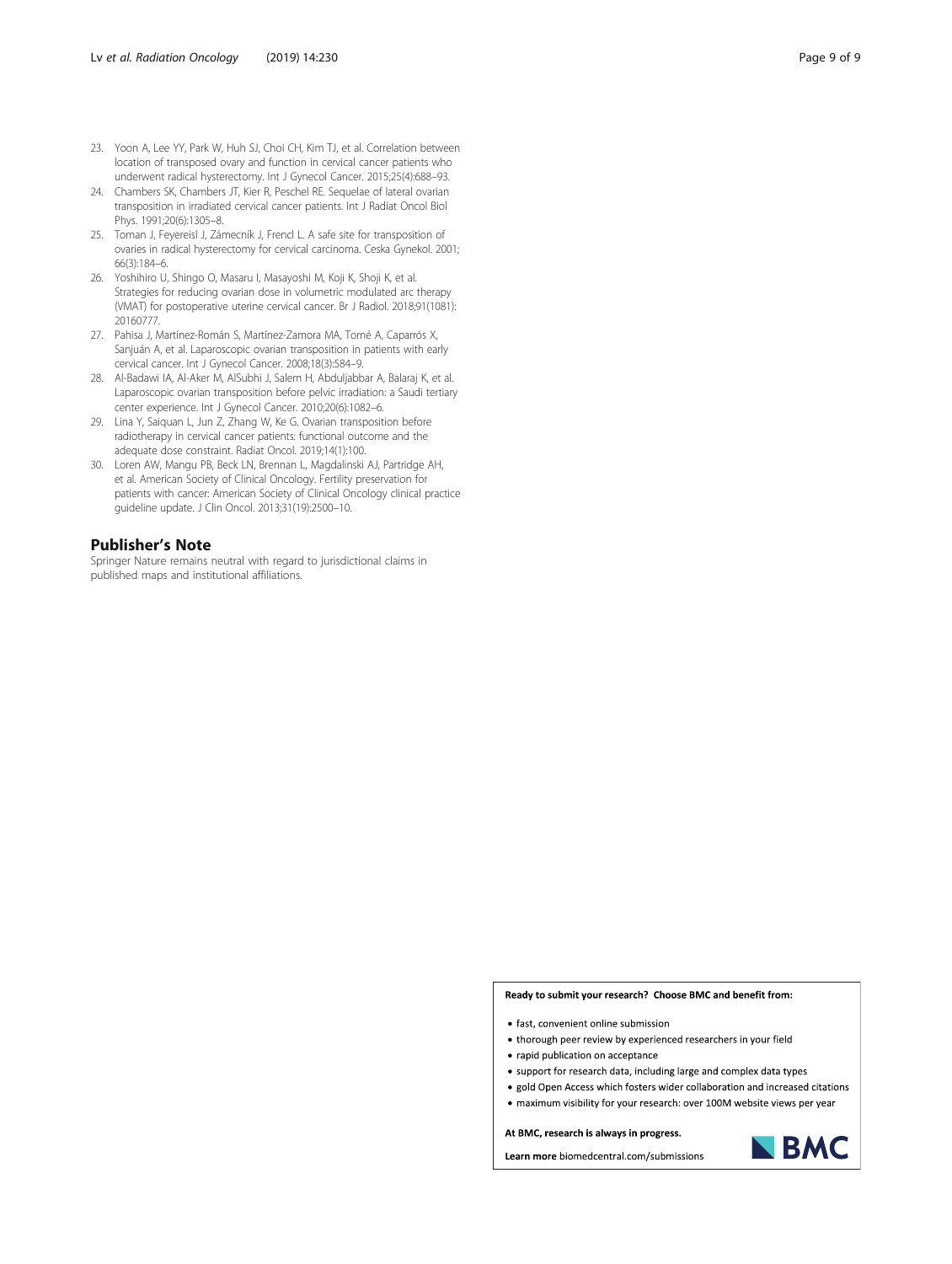23. Yoon A, Lee YY, Park W, Huh SJ, Choi CH, Kim TJ, et al. Correlation between location of transposed ovary and function in cervical cancer patients who underwent radical hysterectomy. Int J Gynecol Cancer. 2015;25(4):688–93.
24. Chambers SK, Chambers JT, Kier R, Peschel RE. Sequelae of lateral ovarian transposition in irradiated cervical cancer patients. Int J Radiat Oncol Biol Phys. 1991;20(6):1305–8.
25. Toman J, Feyereisl J, Zámecník J, Frencl L. A safe site for transposition of ovaries in radical hysterectomy for cervical carcinoma. Ceska Gynekol. 2001; 66(3):184–6.
26. Yoshihiro U, Shingo O, Masaru I, Masayoshi M, Koji K, Shoji K, et al. Strategies for reducing ovarian dose in volumetric modulated arc therapy (VMAT) for postoperative uterine cervical cancer. Br J Radiol. 2018;91(1081): 20160777.
27. Pahisa J, Martínez-Román S, Martínez-Zamora MA, Torné A, Caparrós X, Sanjuán A, et al. Laparoscopic ovarian transposition in patients with early cervical cancer. Int J Gynecol Cancer. 2008;18(3):584–9.
28. Al-Badawi IA, Al-Aker M, AlSubhi J, Salem H, Abduljabbar A, Balaraj K, et al. Laparoscopic ovarian transposition before pelvic irradiation: a Saudi tertiary center experience. Int J Gynecol Cancer. 2010;20(6):1082–6.
29. Lina Y, Saiquan L, Jun Z, Zhang W, Ke G. Ovarian transposition before radiotherapy in cervical cancer patients: functional outcome and the adequate dose constraint. Radiat Oncol. 2019;14(1):100.
30. Loren AW, Mangu PB, Beck LN, Brennan L, Magdalinski AJ, Partridge AH, et al. American Society of Clinical Oncology. Fertility preservation for patients with cancer: American Society of Clinical Oncology clinical practice guideline update. J Clin Oncol. 2013;31(19):2500–10.

## Publisher's Note

Springer Nature remains neutral with regard to jurisdictional claims in published maps and institutional affiliations.

**Ready to submit your research? Choose BMC and benefit from:**

- fast, convenient online submission
- thorough peer review by experienced researchers in your field
- rapid publication on acceptance
- support for research data, including large and complex data types
- gold Open Access which fosters wider collaboration and increased citations
- maximum visibility for your research: over 100M website views per year

**At BMC, research is always in progress.**

**Learn more** biomedcentral.com/submissions

BMC